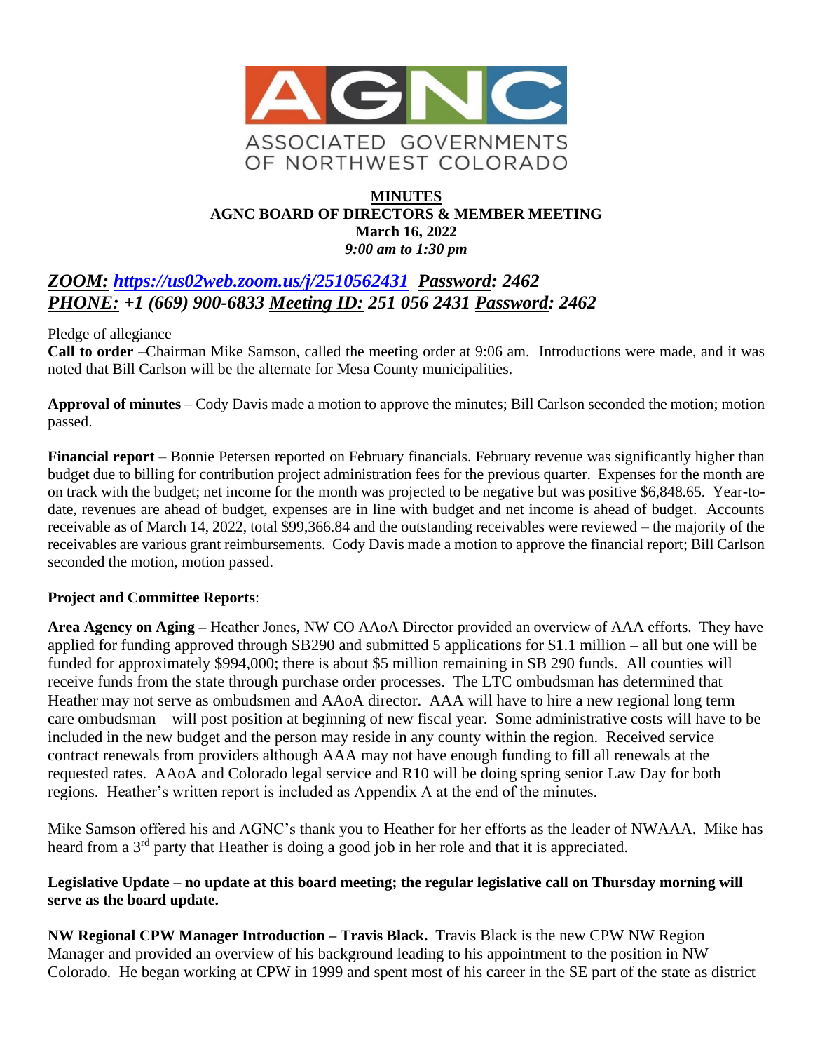AGNC

ASSOCIATED GOVERNMENTS OF NORTHWEST COLORADO

**MINUTES**
**AGNC BOARD OF DIRECTORS & MEMBER MEETING**
**March 16, 2022**
*9:00 am to 1:30 pm*

## *ZOOM: https://us02web.zoom.us/j/2510562431 Password: 2462*
## *PHONE: +1 (669) 900-6833 Meeting ID: 251 056 2431 Password: 2462*

Pledge of allegiance

**Call to order** –Chairman Mike Samson, called the meeting order at 9:06 am. Introductions were made, and it was noted that Bill Carlson will be the alternate for Mesa County municipalities.

**Approval of minutes** – Cody Davis made a motion to approve the minutes; Bill Carlson seconded the motion; motion passed.

**Financial report** – Bonnie Petersen reported on February financials. February revenue was significantly higher than budget due to billing for contribution project administration fees for the previous quarter. Expenses for the month are on track with the budget; net income for the month was projected to be negative but was positive $6,848.65. Year-to-date, revenues are ahead of budget, expenses are in line with budget and net income is ahead of budget. Accounts receivable as of March 14, 2022, total $99,366.84 and the outstanding receivables were reviewed – the majority of the receivables are various grant reimbursements. Cody Davis made a motion to approve the financial report; Bill Carlson seconded the motion, motion passed.

**Project and Committee Reports**:

**Area Agency on Aging –** Heather Jones, NW CO AAoA Director provided an overview of AAA efforts. They have applied for funding approved through SB290 and submitted 5 applications for $1.1 million – all but one will be funded for approximately $994,000; there is about $5 million remaining in SB 290 funds. All counties will receive funds from the state through purchase order processes. The LTC ombudsman has determined that Heather may not serve as ombudsmen and AAoA director. AAA will have to hire a new regional long term care ombudsman – will post position at beginning of new fiscal year. Some administrative costs will have to be included in the new budget and the person may reside in any county within the region. Received service contract renewals from providers although AAA may not have enough funding to fill all renewals at the requested rates. AAoA and Colorado legal service and R10 will be doing spring senior Law Day for both regions. Heather's written report is included as Appendix A at the end of the minutes.

Mike Samson offered his and AGNC's thank you to Heather for her efforts as the leader of NWAAA. Mike has heard from a 3rd party that Heather is doing a good job in her role and that it is appreciated.

**Legislative Update – no update at this board meeting; the regular legislative call on Thursday morning will serve as the board update.**

**NW Regional CPW Manager Introduction – Travis Black.** Travis Black is the new CPW NW Region Manager and provided an overview of his background leading to his appointment to the position in NW Colorado. He began working at CPW in 1999 and spent most of his career in the SE part of the state as district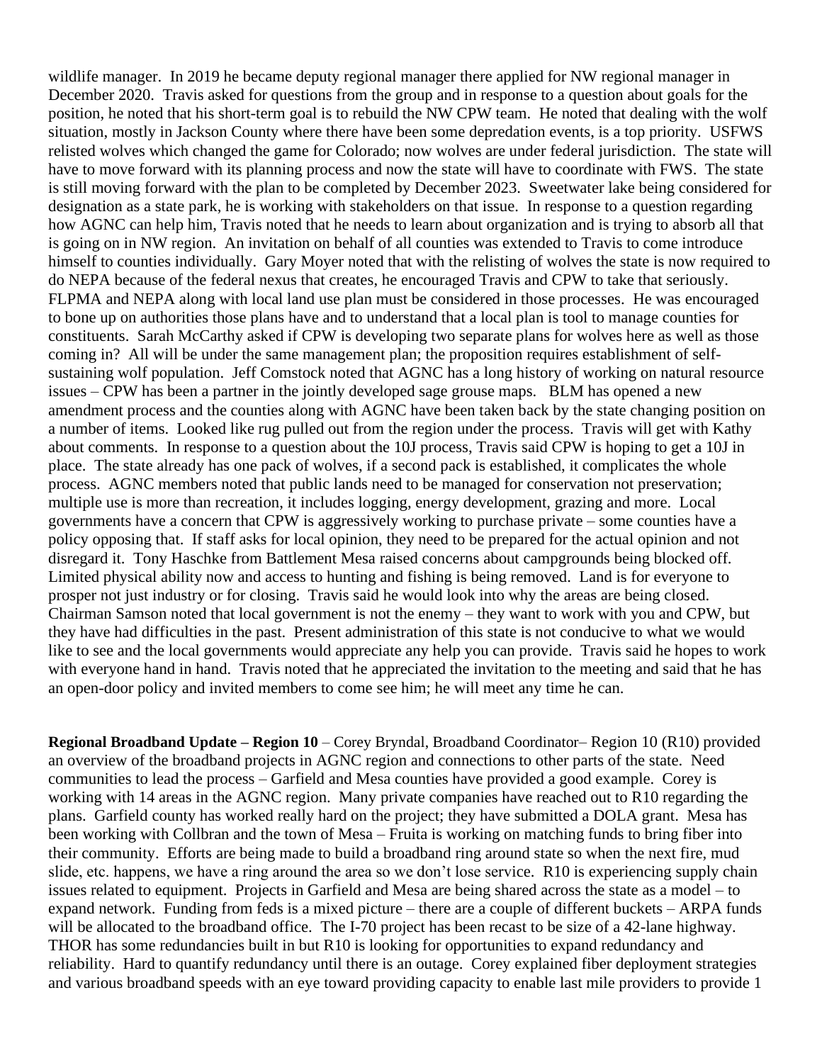wildlife manager. In 2019 he became deputy regional manager there applied for NW regional manager in December 2020. Travis asked for questions from the group and in response to a question about goals for the position, he noted that his short-term goal is to rebuild the NW CPW team. He noted that dealing with the wolf situation, mostly in Jackson County where there have been some depredation events, is a top priority. USFWS relisted wolves which changed the game for Colorado; now wolves are under federal jurisdiction. The state will have to move forward with its planning process and now the state will have to coordinate with FWS. The state is still moving forward with the plan to be completed by December 2023. Sweetwater lake being considered for designation as a state park, he is working with stakeholders on that issue. In response to a question regarding how AGNC can help him, Travis noted that he needs to learn about organization and is trying to absorb all that is going on in NW region. An invitation on behalf of all counties was extended to Travis to come introduce himself to counties individually. Gary Moyer noted that with the relisting of wolves the state is now required to do NEPA because of the federal nexus that creates, he encouraged Travis and CPW to take that seriously. FLPMA and NEPA along with local land use plan must be considered in those processes. He was encouraged to bone up on authorities those plans have and to understand that a local plan is tool to manage counties for constituents. Sarah McCarthy asked if CPW is developing two separate plans for wolves here as well as those coming in? All will be under the same management plan; the proposition requires establishment of self-sustaining wolf population. Jeff Comstock noted that AGNC has a long history of working on natural resource issues – CPW has been a partner in the jointly developed sage grouse maps. BLM has opened a new amendment process and the counties along with AGNC have been taken back by the state changing position on a number of items. Looked like rug pulled out from the region under the process. Travis will get with Kathy about comments. In response to a question about the 10J process, Travis said CPW is hoping to get a 10J in place. The state already has one pack of wolves, if a second pack is established, it complicates the whole process. AGNC members noted that public lands need to be managed for conservation not preservation; multiple use is more than recreation, it includes logging, energy development, grazing and more. Local governments have a concern that CPW is aggressively working to purchase private – some counties have a policy opposing that. If staff asks for local opinion, they need to be prepared for the actual opinion and not disregard it. Tony Haschke from Battlement Mesa raised concerns about campgrounds being blocked off. Limited physical ability now and access to hunting and fishing is being removed. Land is for everyone to prosper not just industry or for closing. Travis said he would look into why the areas are being closed. Chairman Samson noted that local government is not the enemy – they want to work with you and CPW, but they have had difficulties in the past. Present administration of this state is not conducive to what we would like to see and the local governments would appreciate any help you can provide. Travis said he hopes to work with everyone hand in hand. Travis noted that he appreciated the invitation to the meeting and said that he has an open-door policy and invited members to come see him; he will meet any time he can.

**Regional Broadband Update – Region 10** – Corey Bryndal, Broadband Coordinator– Region 10 (R10) provided an overview of the broadband projects in AGNC region and connections to other parts of the state. Need communities to lead the process – Garfield and Mesa counties have provided a good example. Corey is working with 14 areas in the AGNC region. Many private companies have reached out to R10 regarding the plans. Garfield county has worked really hard on the project; they have submitted a DOLA grant. Mesa has been working with Collbran and the town of Mesa – Fruita is working on matching funds to bring fiber into their community. Efforts are being made to build a broadband ring around state so when the next fire, mud slide, etc. happens, we have a ring around the area so we don't lose service. R10 is experiencing supply chain issues related to equipment. Projects in Garfield and Mesa are being shared across the state as a model – to expand network. Funding from feds is a mixed picture – there are a couple of different buckets – ARPA funds will be allocated to the broadband office. The I-70 project has been recast to be size of a 42-lane highway. THOR has some redundancies built in but R10 is looking for opportunities to expand redundancy and reliability. Hard to quantify redundancy until there is an outage. Corey explained fiber deployment strategies and various broadband speeds with an eye toward providing capacity to enable last mile providers to provide 1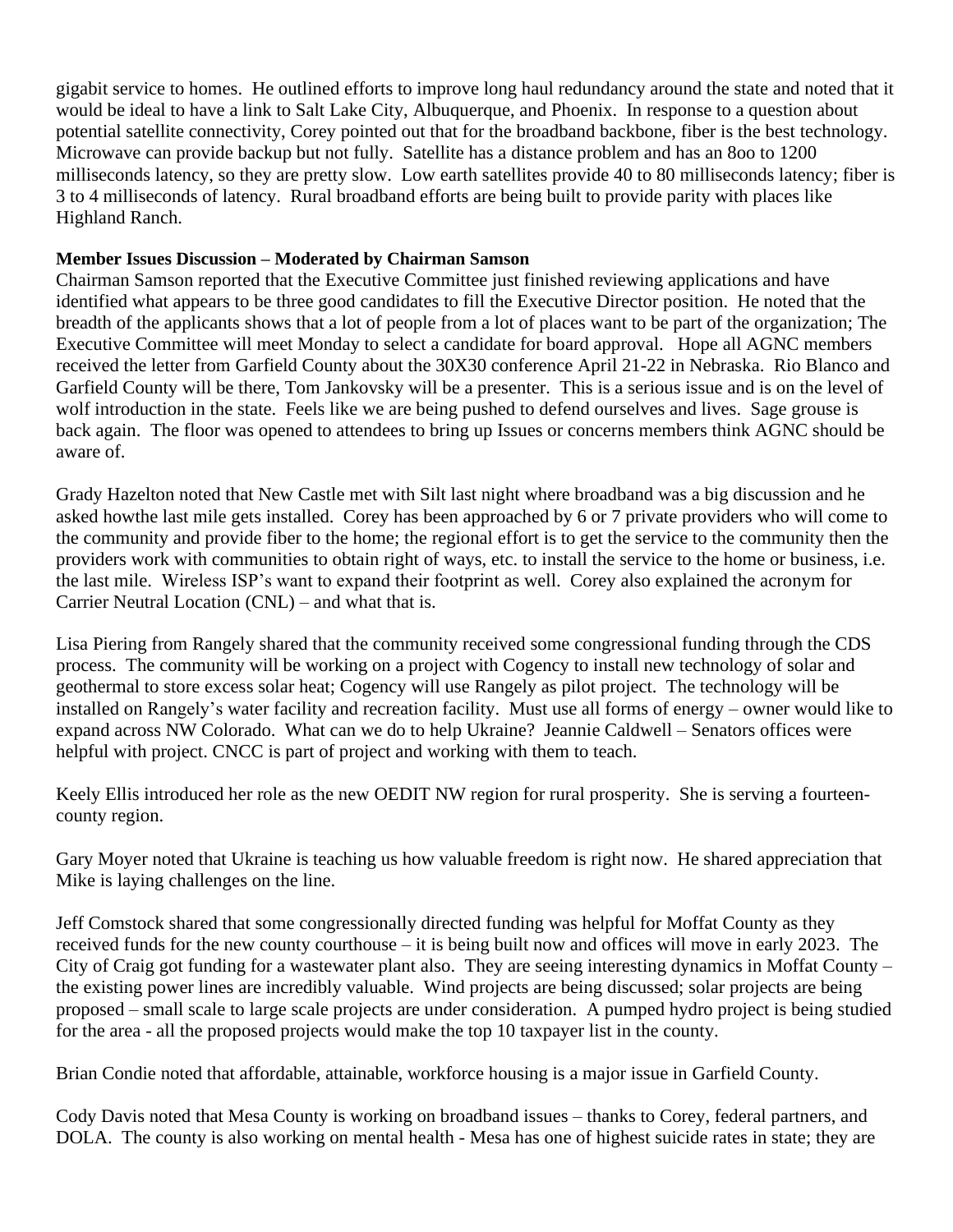gigabit service to homes. He outlined efforts to improve long haul redundancy around the state and noted that it would be ideal to have a link to Salt Lake City, Albuquerque, and Phoenix. In response to a question about potential satellite connectivity, Corey pointed out that for the broadband backbone, fiber is the best technology. Microwave can provide backup but not fully. Satellite has a distance problem and has an 8oo to 1200 milliseconds latency, so they are pretty slow. Low earth satellites provide 40 to 80 milliseconds latency; fiber is 3 to 4 milliseconds of latency. Rural broadband efforts are being built to provide parity with places like Highland Ranch.

**Member Issues Discussion – Moderated by Chairman Samson**

Chairman Samson reported that the Executive Committee just finished reviewing applications and have identified what appears to be three good candidates to fill the Executive Director position. He noted that the breadth of the applicants shows that a lot of people from a lot of places want to be part of the organization; The Executive Committee will meet Monday to select a candidate for board approval. Hope all AGNC members received the letter from Garfield County about the 30X30 conference April 21-22 in Nebraska. Rio Blanco and Garfield County will be there, Tom Jankovsky will be a presenter. This is a serious issue and is on the level of wolf introduction in the state. Feels like we are being pushed to defend ourselves and lives. Sage grouse is back again. The floor was opened to attendees to bring up Issues or concerns members think AGNC should be aware of.

Grady Hazelton noted that New Castle met with Silt last night where broadband was a big discussion and he asked howthe last mile gets installed. Corey has been approached by 6 or 7 private providers who will come to the community and provide fiber to the home; the regional effort is to get the service to the community then the providers work with communities to obtain right of ways, etc. to install the service to the home or business, i.e. the last mile. Wireless ISP's want to expand their footprint as well. Corey also explained the acronym for Carrier Neutral Location (CNL) – and what that is.

Lisa Piering from Rangely shared that the community received some congressional funding through the CDS process. The community will be working on a project with Cogency to install new technology of solar and geothermal to store excess solar heat; Cogency will use Rangely as pilot project. The technology will be installed on Rangely's water facility and recreation facility. Must use all forms of energy – owner would like to expand across NW Colorado. What can we do to help Ukraine? Jeannie Caldwell – Senators offices were helpful with project. CNCC is part of project and working with them to teach.

Keely Ellis introduced her role as the new OEDIT NW region for rural prosperity. She is serving a fourteen-county region.

Gary Moyer noted that Ukraine is teaching us how valuable freedom is right now. He shared appreciation that Mike is laying challenges on the line.

Jeff Comstock shared that some congressionally directed funding was helpful for Moffat County as they received funds for the new county courthouse – it is being built now and offices will move in early 2023. The City of Craig got funding for a wastewater plant also. They are seeing interesting dynamics in Moffat County – the existing power lines are incredibly valuable. Wind projects are being discussed; solar projects are being proposed – small scale to large scale projects are under consideration. A pumped hydro project is being studied for the area - all the proposed projects would make the top 10 taxpayer list in the county.

Brian Condie noted that affordable, attainable, workforce housing is a major issue in Garfield County.

Cody Davis noted that Mesa County is working on broadband issues – thanks to Corey, federal partners, and DOLA. The county is also working on mental health - Mesa has one of highest suicide rates in state; they are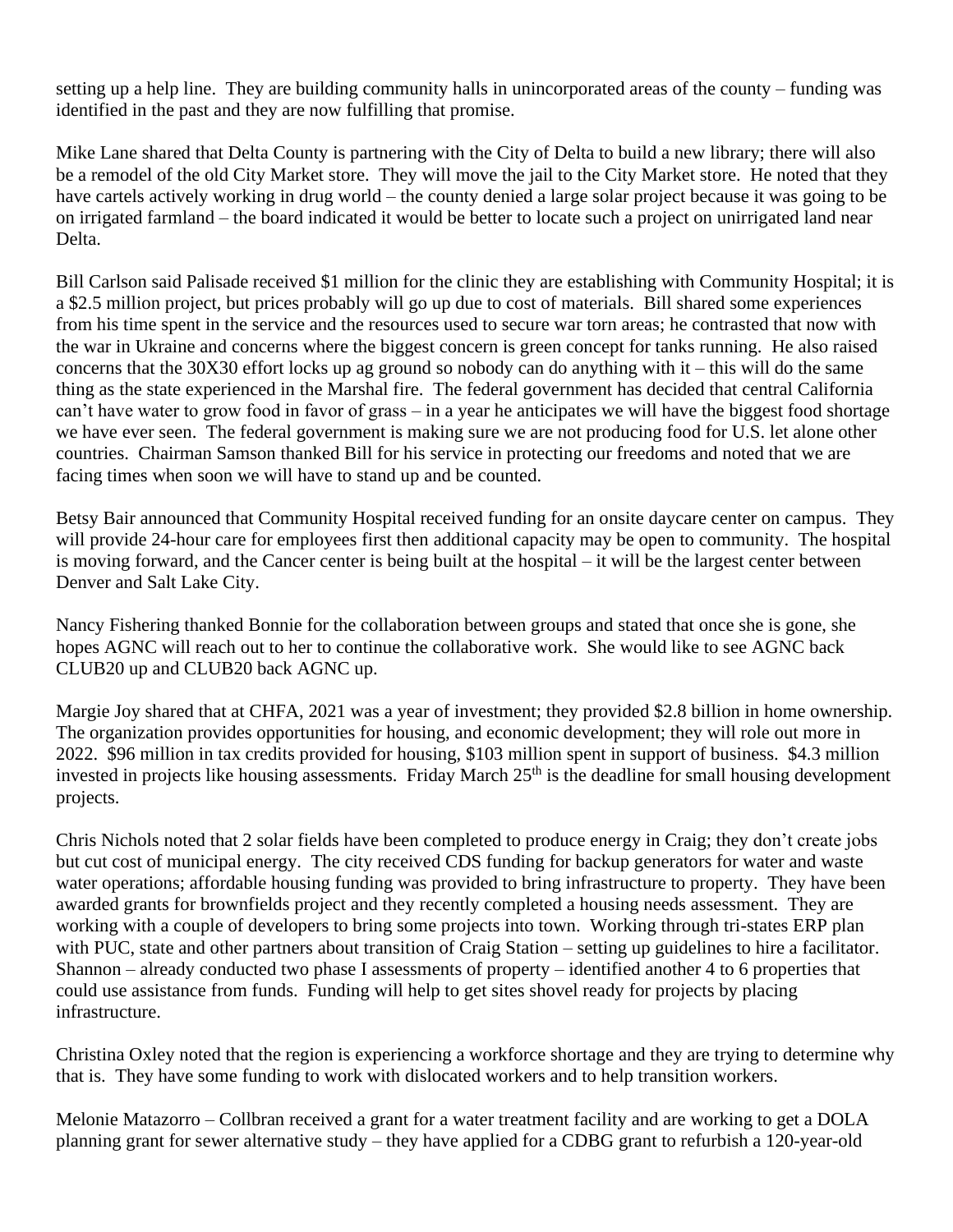setting up a help line. They are building community halls in unincorporated areas of the county – funding was identified in the past and they are now fulfilling that promise.

Mike Lane shared that Delta County is partnering with the City of Delta to build a new library; there will also be a remodel of the old City Market store. They will move the jail to the City Market store. He noted that they have cartels actively working in drug world – the county denied a large solar project because it was going to be on irrigated farmland – the board indicated it would be better to locate such a project on unirrigated land near Delta.

Bill Carlson said Palisade received $1 million for the clinic they are establishing with Community Hospital; it is a $2.5 million project, but prices probably will go up due to cost of materials. Bill shared some experiences from his time spent in the service and the resources used to secure war torn areas; he contrasted that now with the war in Ukraine and concerns where the biggest concern is green concept for tanks running. He also raised concerns that the 30X30 effort locks up ag ground so nobody can do anything with it – this will do the same thing as the state experienced in the Marshal fire. The federal government has decided that central California can't have water to grow food in favor of grass – in a year he anticipates we will have the biggest food shortage we have ever seen. The federal government is making sure we are not producing food for U.S. let alone other countries. Chairman Samson thanked Bill for his service in protecting our freedoms and noted that we are facing times when soon we will have to stand up and be counted.

Betsy Bair announced that Community Hospital received funding for an onsite daycare center on campus. They will provide 24-hour care for employees first then additional capacity may be open to community. The hospital is moving forward, and the Cancer center is being built at the hospital – it will be the largest center between Denver and Salt Lake City.

Nancy Fishering thanked Bonnie for the collaboration between groups and stated that once she is gone, she hopes AGNC will reach out to her to continue the collaborative work. She would like to see AGNC back CLUB20 up and CLUB20 back AGNC up.

Margie Joy shared that at CHFA, 2021 was a year of investment; they provided $2.8 billion in home ownership. The organization provides opportunities for housing, and economic development; they will role out more in 2022. $96 million in tax credits provided for housing, $103 million spent in support of business. $4.3 million invested in projects like housing assessments. Friday March 25th is the deadline for small housing development projects.

Chris Nichols noted that 2 solar fields have been completed to produce energy in Craig; they don't create jobs but cut cost of municipal energy. The city received CDS funding for backup generators for water and waste water operations; affordable housing funding was provided to bring infrastructure to property. They have been awarded grants for brownfields project and they recently completed a housing needs assessment. They are working with a couple of developers to bring some projects into town. Working through tri-states ERP plan with PUC, state and other partners about transition of Craig Station – setting up guidelines to hire a facilitator. Shannon – already conducted two phase I assessments of property – identified another 4 to 6 properties that could use assistance from funds. Funding will help to get sites shovel ready for projects by placing infrastructure.

Christina Oxley noted that the region is experiencing a workforce shortage and they are trying to determine why that is. They have some funding to work with dislocated workers and to help transition workers.

Melonie Matazorro – Collbran received a grant for a water treatment facility and are working to get a DOLA planning grant for sewer alternative study – they have applied for a CDBG grant to refurbish a 120-year-old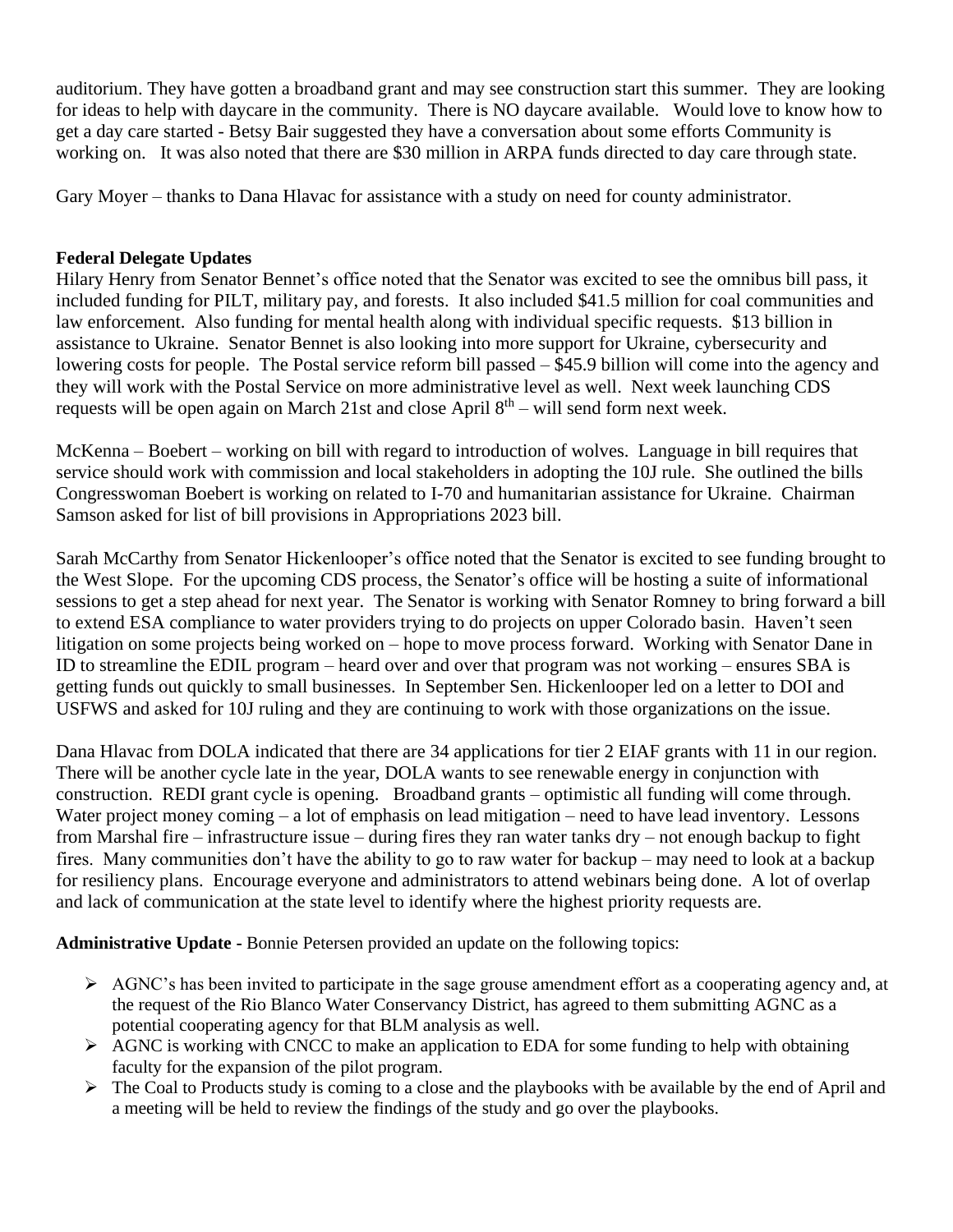auditorium. They have gotten a broadband grant and may see construction start this summer. They are looking for ideas to help with daycare in the community. There is NO daycare available. Would love to know how to get a day care started - Betsy Bair suggested they have a conversation about some efforts Community is working on. It was also noted that there are $30 million in ARPA funds directed to day care through state.

Gary Moyer – thanks to Dana Hlavac for assistance with a study on need for county administrator.

**Federal Delegate Updates**

Hilary Henry from Senator Bennet's office noted that the Senator was excited to see the omnibus bill pass, it included funding for PILT, military pay, and forests. It also included $41.5 million for coal communities and law enforcement. Also funding for mental health along with individual specific requests. $13 billion in assistance to Ukraine. Senator Bennet is also looking into more support for Ukraine, cybersecurity and lowering costs for people. The Postal service reform bill passed – $45.9 billion will come into the agency and they will work with the Postal Service on more administrative level as well. Next week launching CDS requests will be open again on March 21st and close April 8th – will send form next week.

McKenna – Boebert – working on bill with regard to introduction of wolves. Language in bill requires that service should work with commission and local stakeholders in adopting the 10J rule. She outlined the bills Congresswoman Boebert is working on related to I-70 and humanitarian assistance for Ukraine. Chairman Samson asked for list of bill provisions in Appropriations 2023 bill.

Sarah McCarthy from Senator Hickenlooper's office noted that the Senator is excited to see funding brought to the West Slope. For the upcoming CDS process, the Senator's office will be hosting a suite of informational sessions to get a step ahead for next year. The Senator is working with Senator Romney to bring forward a bill to extend ESA compliance to water providers trying to do projects on upper Colorado basin. Haven't seen litigation on some projects being worked on – hope to move process forward. Working with Senator Dane in ID to streamline the EDIL program – heard over and over that program was not working – ensures SBA is getting funds out quickly to small businesses. In September Sen. Hickenlooper led on a letter to DOI and USFWS and asked for 10J ruling and they are continuing to work with those organizations on the issue.

Dana Hlavac from DOLA indicated that there are 34 applications for tier 2 EIAF grants with 11 in our region. There will be another cycle late in the year, DOLA wants to see renewable energy in conjunction with construction. REDI grant cycle is opening. Broadband grants – optimistic all funding will come through. Water project money coming – a lot of emphasis on lead mitigation – need to have lead inventory. Lessons from Marshal fire – infrastructure issue – during fires they ran water tanks dry – not enough backup to fight fires. Many communities don't have the ability to go to raw water for backup – may need to look at a backup for resiliency plans. Encourage everyone and administrators to attend webinars being done. A lot of overlap and lack of communication at the state level to identify where the highest priority requests are.

**Administrative Update -** Bonnie Petersen provided an update on the following topics:

- AGNC's has been invited to participate in the sage grouse amendment effort as a cooperating agency and, at the request of the Rio Blanco Water Conservancy District, has agreed to them submitting AGNC as a potential cooperating agency for that BLM analysis as well.
- AGNC is working with CNCC to make an application to EDA for some funding to help with obtaining faculty for the expansion of the pilot program.
- The Coal to Products study is coming to a close and the playbooks with be available by the end of April and a meeting will be held to review the findings of the study and go over the playbooks.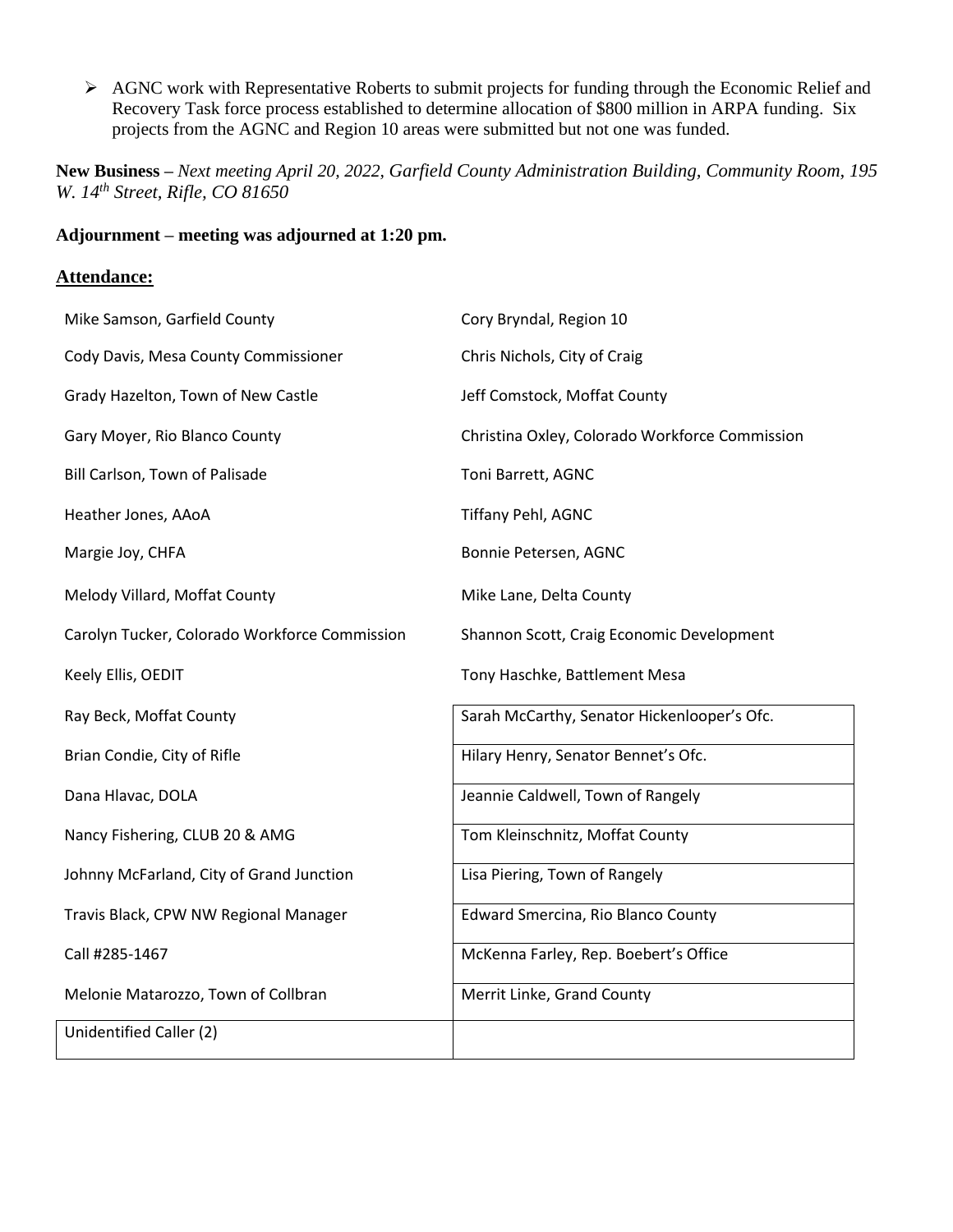- AGNC work with Representative Roberts to submit projects for funding through the Economic Relief and Recovery Task force process established to determine allocation of $800 million in ARPA funding. Six projects from the AGNC and Region 10 areas were submitted but not one was funded.

**New Business** – *Next meeting April 20, 2022, Garfield County Administration Building, Community Room, 195 W. 14th Street, Rifle, CO 81650*

**Adjournment – meeting was adjourned at 1:20 pm.**

## Attendance:

| | |
|---|---|
| Mike Samson, Garfield County | Cory Bryndal, Region 10 |
| Cody Davis, Mesa County Commissioner | Chris Nichols, City of Craig |
| Grady Hazelton, Town of New Castle | Jeff Comstock, Moffat County |
| Gary Moyer, Rio Blanco County | Christina Oxley, Colorado Workforce Commission |
| Bill Carlson, Town of Palisade | Toni Barrett, AGNC |
| Heather Jones, AAoA | Tiffany Pehl, AGNC |
| Margie Joy, CHFA | Bonnie Petersen, AGNC |
| Melody Villard, Moffat County | Mike Lane, Delta County |
| Carolyn Tucker, Colorado Workforce Commission | Shannon Scott, Craig Economic Development |
| Keely Ellis, OEDIT | Tony Haschke, Battlement Mesa |
| Ray Beck, Moffat County | Sarah McCarthy, Senator Hickenlooper's Ofc. |
| Brian Condie, City of Rifle | Hilary Henry, Senator Bennet's Ofc. |
| Dana Hlavac, DOLA | Jeannie Caldwell, Town of Rangely |
| Nancy Fishering, CLUB 20 & AMG | Tom Kleinschnitz, Moffat County |
| Johnny McFarland, City of Grand Junction | Lisa Piering, Town of Rangely |
| Travis Black, CPW NW Regional Manager | Edward Smercina, Rio Blanco County |
| Call #285-1467 | McKenna Farley, Rep. Boebert's Office |
| Melonie Matarozzo, Town of Collbran | Merrit Linke, Grand County |
| Unidentified Caller (2) | |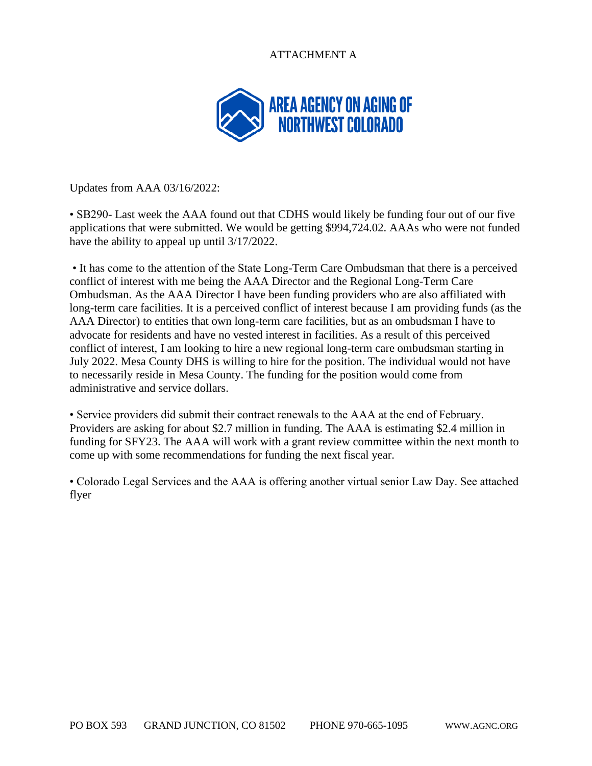ATTACHMENT A

AREA AGENCY ON AGING OF NORTHWEST COLORADO

Updates from AAA 03/16/2022:

- SB290- Last week the AAA found out that CDHS would likely be funding four out of our five applications that were submitted. We would be getting $994,724.02. AAAs who were not funded have the ability to appeal up until 3/17/2022.

- It has come to the attention of the State Long-Term Care Ombudsman that there is a perceived conflict of interest with me being the AAA Director and the Regional Long-Term Care Ombudsman. As the AAA Director I have been funding providers who are also affiliated with long-term care facilities. It is a perceived conflict of interest because I am providing funds (as the AAA Director) to entities that own long-term care facilities, but as an ombudsman I have to advocate for residents and have no vested interest in facilities. As a result of this perceived conflict of interest, I am looking to hire a new regional long-term care ombudsman starting in July 2022. Mesa County DHS is willing to hire for the position. The individual would not have to necessarily reside in Mesa County. The funding for the position would come from administrative and service dollars.

- Service providers did submit their contract renewals to the AAA at the end of February. Providers are asking for about $2.7 million in funding. The AAA is estimating $2.4 million in funding for SFY23. The AAA will work with a grant review committee within the next month to come up with some recommendations for funding the next fiscal year.

- Colorado Legal Services and the AAA is offering another virtual senior Law Day. See attached flyer

PO BOX 593 GRAND JUNCTION, CO 81502 PHONE 970-665-1095 WWW.AGNC.ORG